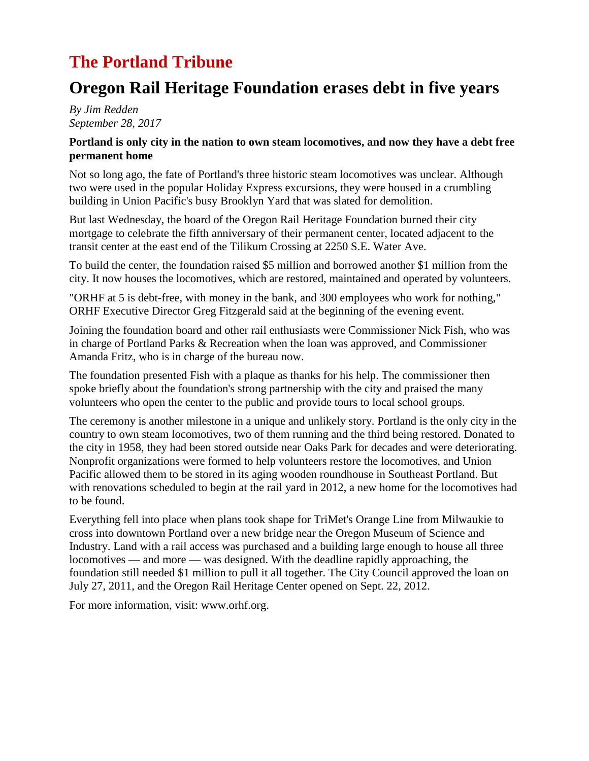# The Portland Tribune

## Oregon Rail Heritage Foundation erases debt in five years

*By Jim Redden*
*September 28, 2017*

**Portland is only city in the nation to own steam locomotives, and now they have a debt free permanent home**

Not so long ago, the fate of Portland's three historic steam locomotives was unclear. Although two were used in the popular Holiday Express excursions, they were housed in a crumbling building in Union Pacific's busy Brooklyn Yard that was slated for demolition.

But last Wednesday, the board of the Oregon Rail Heritage Foundation burned their city mortgage to celebrate the fifth anniversary of their permanent center, located adjacent to the transit center at the east end of the Tilikum Crossing at 2250 S.E. Water Ave.

To build the center, the foundation raised $5 million and borrowed another $1 million from the city. It now houses the locomotives, which are restored, maintained and operated by volunteers.

"ORHF at 5 is debt-free, with money in the bank, and 300 employees who work for nothing," ORHF Executive Director Greg Fitzgerald said at the beginning of the evening event.

Joining the foundation board and other rail enthusiasts were Commissioner Nick Fish, who was in charge of Portland Parks & Recreation when the loan was approved, and Commissioner Amanda Fritz, who is in charge of the bureau now.

The foundation presented Fish with a plaque as thanks for his help. The commissioner then spoke briefly about the foundation's strong partnership with the city and praised the many volunteers who open the center to the public and provide tours to local school groups.

The ceremony is another milestone in a unique and unlikely story. Portland is the only city in the country to own steam locomotives, two of them running and the third being restored. Donated to the city in 1958, they had been stored outside near Oaks Park for decades and were deteriorating. Nonprofit organizations were formed to help volunteers restore the locomotives, and Union Pacific allowed them to be stored in its aging wooden roundhouse in Southeast Portland. But with renovations scheduled to begin at the rail yard in 2012, a new home for the locomotives had to be found.

Everything fell into place when plans took shape for TriMet's Orange Line from Milwaukie to cross into downtown Portland over a new bridge near the Oregon Museum of Science and Industry. Land with a rail access was purchased and a building large enough to house all three locomotives — and more — was designed. With the deadline rapidly approaching, the foundation still needed $1 million to pull it all together. The City Council approved the loan on July 27, 2011, and the Oregon Rail Heritage Center opened on Sept. 22, 2012.

For more information, visit: www.orhf.org.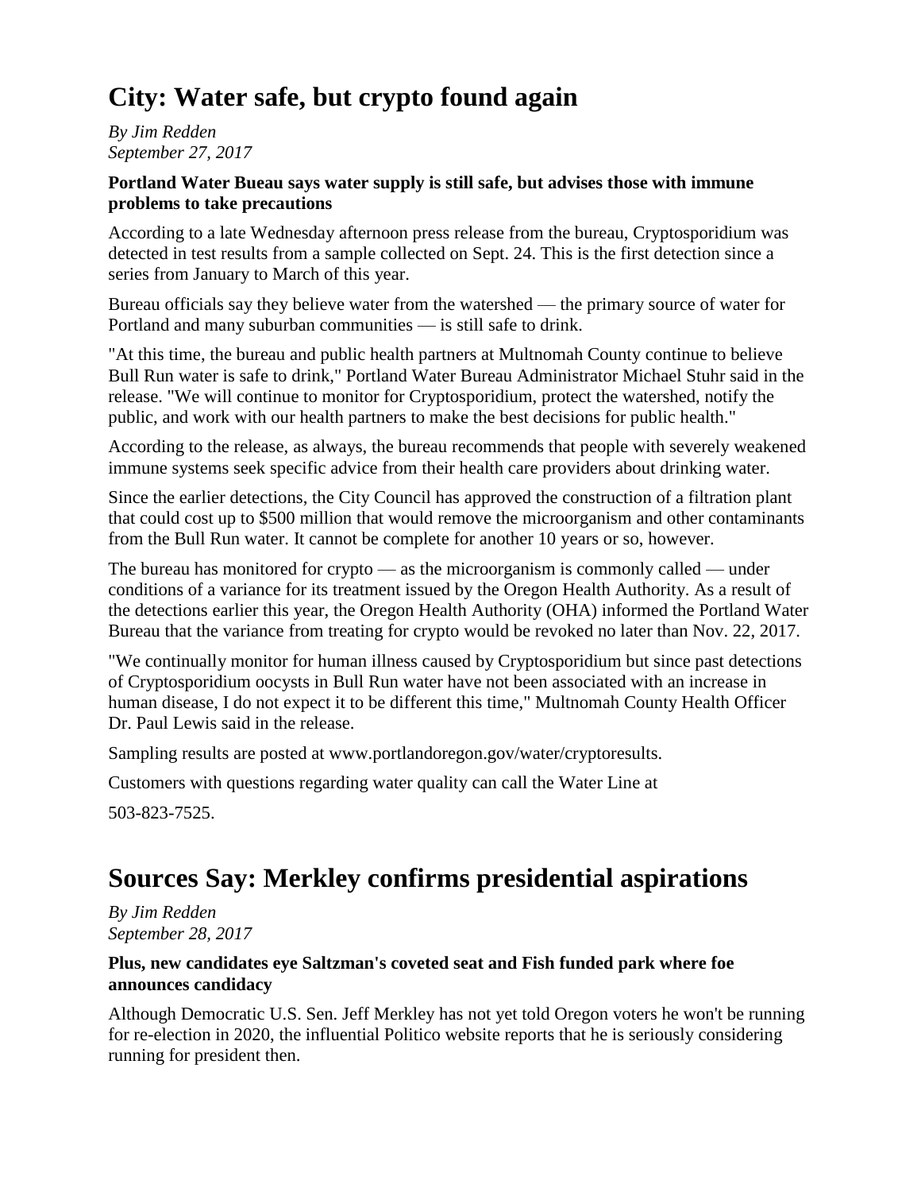# City: Water safe, but crypto found again

*By Jim Redden*
*September 27, 2017*

**Portland Water Bueau says water supply is still safe, but advises those with immune problems to take precautions**

According to a late Wednesday afternoon press release from the bureau, Cryptosporidium was detected in test results from a sample collected on Sept. 24. This is the first detection since a series from January to March of this year.

Bureau officials say they believe water from the watershed — the primary source of water for Portland and many suburban communities — is still safe to drink.

"At this time, the bureau and public health partners at Multnomah County continue to believe Bull Run water is safe to drink," Portland Water Bureau Administrator Michael Stuhr said in the release. "We will continue to monitor for Cryptosporidium, protect the watershed, notify the public, and work with our health partners to make the best decisions for public health."

According to the release, as always, the bureau recommends that people with severely weakened immune systems seek specific advice from their health care providers about drinking water.

Since the earlier detections, the City Council has approved the construction of a filtration plant that could cost up to $500 million that would remove the microorganism and other contaminants from the Bull Run water. It cannot be complete for another 10 years or so, however.

The bureau has monitored for crypto — as the microorganism is commonly called — under conditions of a variance for its treatment issued by the Oregon Health Authority. As a result of the detections earlier this year, the Oregon Health Authority (OHA) informed the Portland Water Bureau that the variance from treating for crypto would be revoked no later than Nov. 22, 2017.

"We continually monitor for human illness caused by Cryptosporidium but since past detections of Cryptosporidium oocysts in Bull Run water have not been associated with an increase in human disease, I do not expect it to be different this time," Multnomah County Health Officer Dr. Paul Lewis said in the release.

Sampling results are posted at www.portlandoregon.gov/water/cryptoresults.

Customers with questions regarding water quality can call the Water Line at

503-823-7525.

# Sources Say: Merkley confirms presidential aspirations

*By Jim Redden*
*September 28, 2017*

**Plus, new candidates eye Saltzman's coveted seat and Fish funded park where foe announces candidacy**

Although Democratic U.S. Sen. Jeff Merkley has not yet told Oregon voters he won't be running for re-election in 2020, the influential Politico website reports that he is seriously considering running for president then.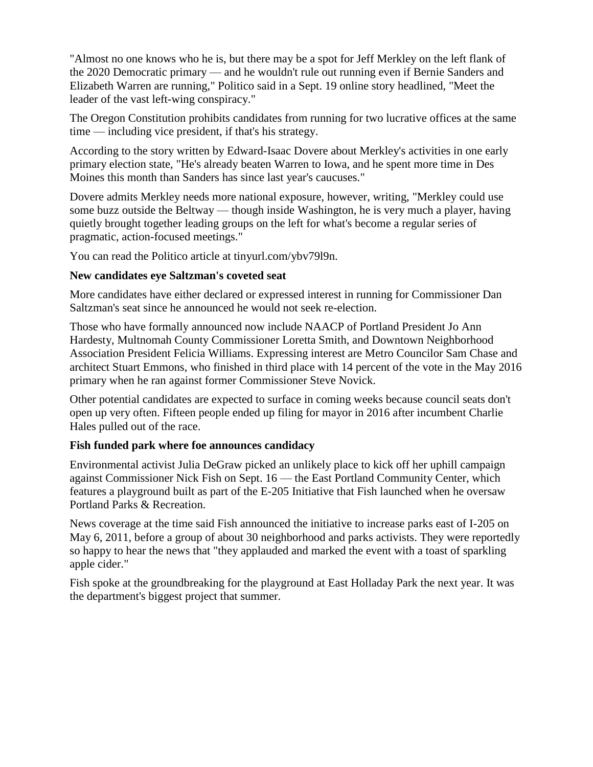"Almost no one knows who he is, but there may be a spot for Jeff Merkley on the left flank of the 2020 Democratic primary — and he wouldn't rule out running even if Bernie Sanders and Elizabeth Warren are running," Politico said in a Sept. 19 online story headlined, "Meet the leader of the vast left-wing conspiracy."

The Oregon Constitution prohibits candidates from running for two lucrative offices at the same time — including vice president, if that's his strategy.

According to the story written by Edward-Isaac Dovere about Merkley's activities in one early primary election state, "He's already beaten Warren to Iowa, and he spent more time in Des Moines this month than Sanders has since last year's caucuses."

Dovere admits Merkley needs more national exposure, however, writing, "Merkley could use some buzz outside the Beltway — though inside Washington, he is very much a player, having quietly brought together leading groups on the left for what's become a regular series of pragmatic, action-focused meetings."

You can read the Politico article at tinyurl.com/ybv79l9n.

**New candidates eye Saltzman's coveted seat**

More candidates have either declared or expressed interest in running for Commissioner Dan Saltzman's seat since he announced he would not seek re-election.

Those who have formally announced now include NAACP of Portland President Jo Ann Hardesty, Multnomah County Commissioner Loretta Smith, and Downtown Neighborhood Association President Felicia Williams. Expressing interest are Metro Councilor Sam Chase and architect Stuart Emmons, who finished in third place with 14 percent of the vote in the May 2016 primary when he ran against former Commissioner Steve Novick.

Other potential candidates are expected to surface in coming weeks because council seats don't open up very often. Fifteen people ended up filing for mayor in 2016 after incumbent Charlie Hales pulled out of the race.

**Fish funded park where foe announces candidacy**

Environmental activist Julia DeGraw picked an unlikely place to kick off her uphill campaign against Commissioner Nick Fish on Sept. 16 — the East Portland Community Center, which features a playground built as part of the E-205 Initiative that Fish launched when he oversaw Portland Parks & Recreation.

News coverage at the time said Fish announced the initiative to increase parks east of I-205 on May 6, 2011, before a group of about 30 neighborhood and parks activists. They were reportedly so happy to hear the news that "they applauded and marked the event with a toast of sparkling apple cider."

Fish spoke at the groundbreaking for the playground at East Holladay Park the next year. It was the department's biggest project that summer.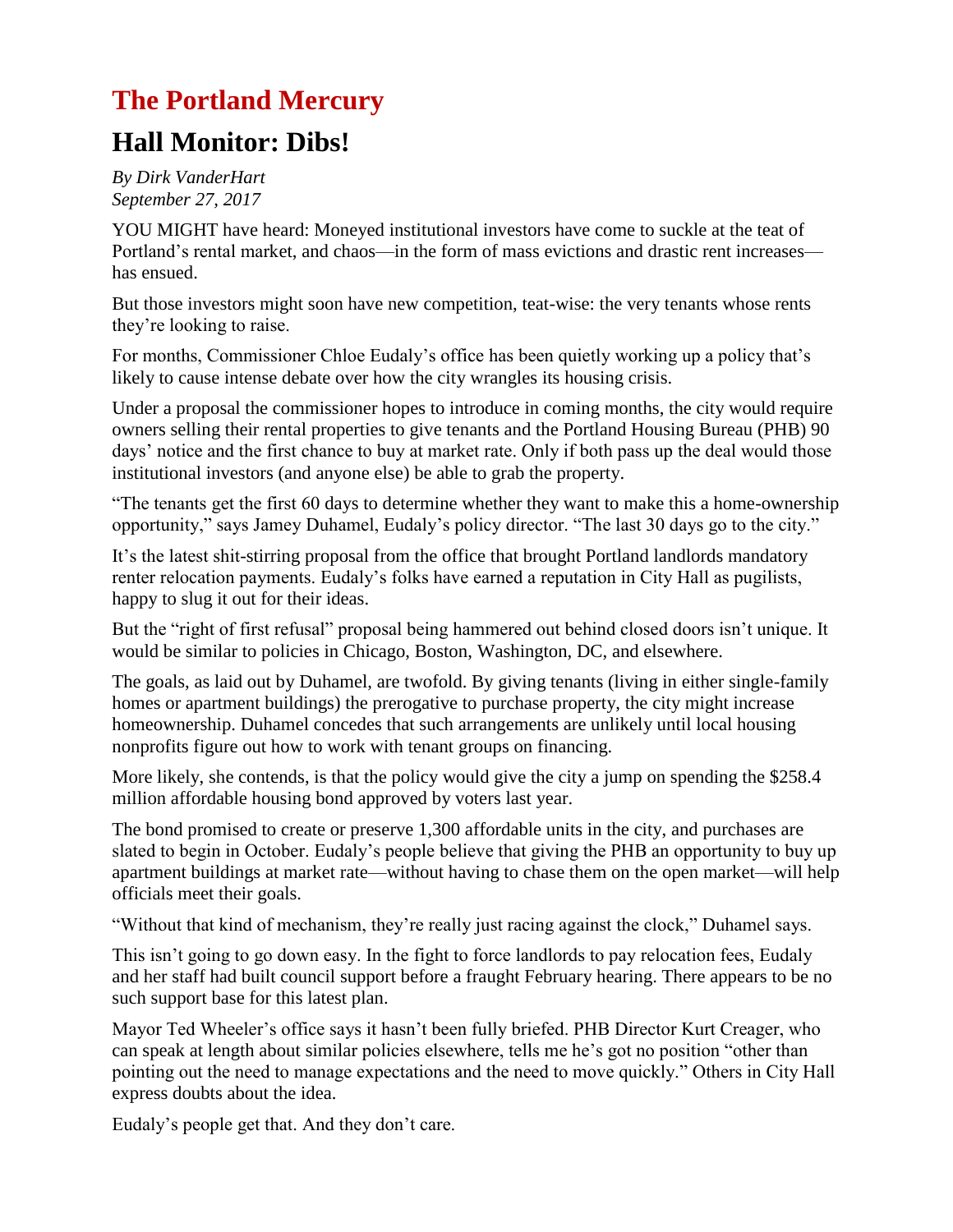# The Portland Mercury

## Hall Monitor: Dibs!

*By Dirk VanderHart*
*September 27, 2017*

YOU MIGHT have heard: Moneyed institutional investors have come to suckle at the teat of Portland's rental market, and chaos—in the form of mass evictions and drastic rent increases—has ensued.

But those investors might soon have new competition, teat-wise: the very tenants whose rents they're looking to raise.

For months, Commissioner Chloe Eudaly's office has been quietly working up a policy that's likely to cause intense debate over how the city wrangles its housing crisis.

Under a proposal the commissioner hopes to introduce in coming months, the city would require owners selling their rental properties to give tenants and the Portland Housing Bureau (PHB) 90 days' notice and the first chance to buy at market rate. Only if both pass up the deal would those institutional investors (and anyone else) be able to grab the property.

"The tenants get the first 60 days to determine whether they want to make this a home-ownership opportunity," says Jamey Duhamel, Eudaly's policy director. "The last 30 days go to the city."

It's the latest shit-stirring proposal from the office that brought Portland landlords mandatory renter relocation payments. Eudaly's folks have earned a reputation in City Hall as pugilists, happy to slug it out for their ideas.

But the "right of first refusal" proposal being hammered out behind closed doors isn't unique. It would be similar to policies in Chicago, Boston, Washington, DC, and elsewhere.

The goals, as laid out by Duhamel, are twofold. By giving tenants (living in either single-family homes or apartment buildings) the prerogative to purchase property, the city might increase homeownership. Duhamel concedes that such arrangements are unlikely until local housing nonprofits figure out how to work with tenant groups on financing.

More likely, she contends, is that the policy would give the city a jump on spending the $258.4 million affordable housing bond approved by voters last year.

The bond promised to create or preserve 1,300 affordable units in the city, and purchases are slated to begin in October. Eudaly's people believe that giving the PHB an opportunity to buy up apartment buildings at market rate—without having to chase them on the open market—will help officials meet their goals.

"Without that kind of mechanism, they're really just racing against the clock," Duhamel says.

This isn't going to go down easy. In the fight to force landlords to pay relocation fees, Eudaly and her staff had built council support before a fraught February hearing. There appears to be no such support base for this latest plan.

Mayor Ted Wheeler's office says it hasn't been fully briefed. PHB Director Kurt Creager, who can speak at length about similar policies elsewhere, tells me he's got no position "other than pointing out the need to manage expectations and the need to move quickly." Others in City Hall express doubts about the idea.

Eudaly's people get that. And they don't care.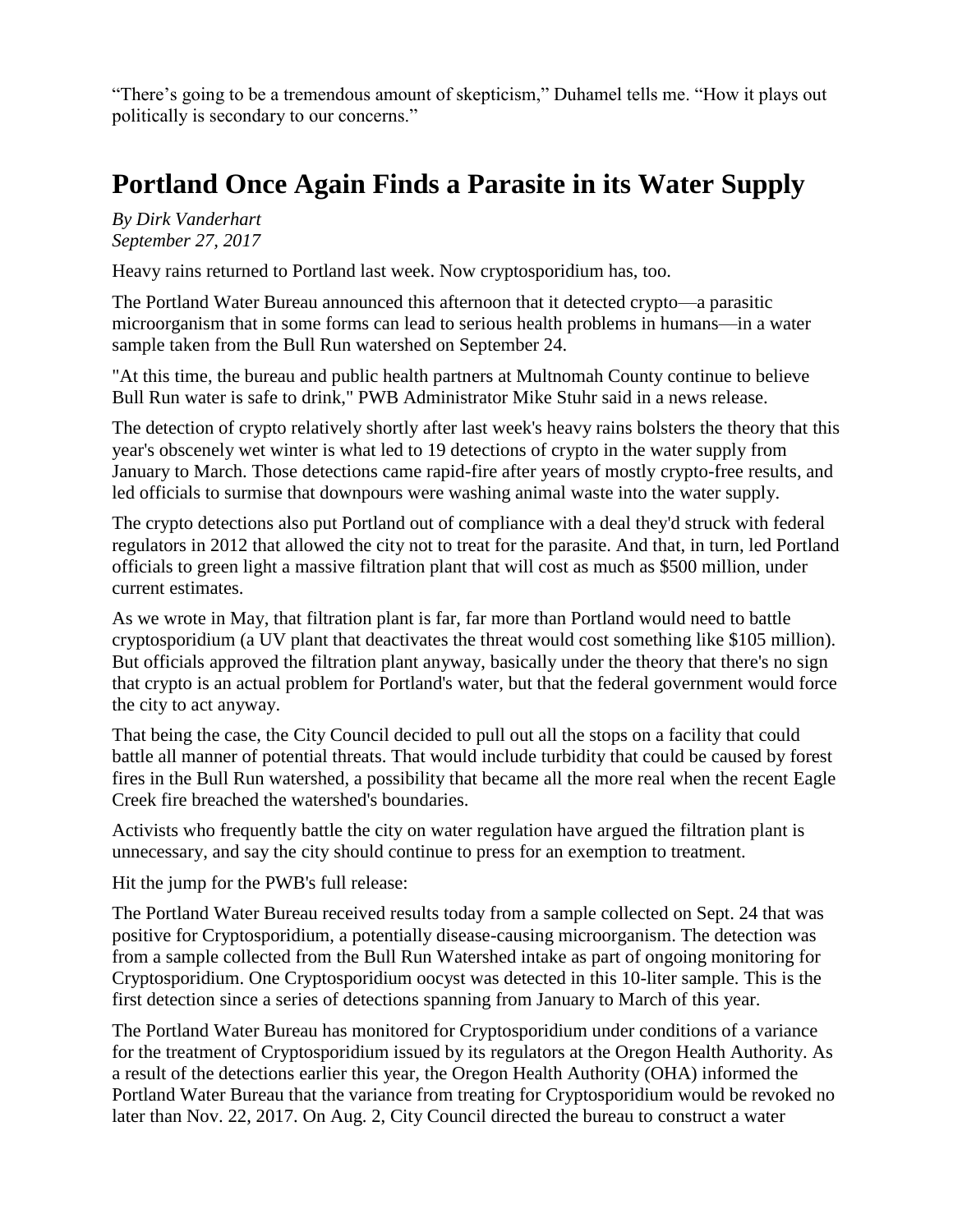"There's going to be a tremendous amount of skepticism," Duhamel tells me. "How it plays out politically is secondary to our concerns."

# Portland Once Again Finds a Parasite in its Water Supply

*By Dirk Vanderhart*
*September 27, 2017*

Heavy rains returned to Portland last week. Now cryptosporidium has, too.

The Portland Water Bureau announced this afternoon that it detected crypto—a parasitic microorganism that in some forms can lead to serious health problems in humans—in a water sample taken from the Bull Run watershed on September 24.

"At this time, the bureau and public health partners at Multnomah County continue to believe Bull Run water is safe to drink," PWB Administrator Mike Stuhr said in a news release.

The detection of crypto relatively shortly after last week's heavy rains bolsters the theory that this year's obscenely wet winter is what led to 19 detections of crypto in the water supply from January to March. Those detections came rapid-fire after years of mostly crypto-free results, and led officials to surmise that downpours were washing animal waste into the water supply.

The crypto detections also put Portland out of compliance with a deal they'd struck with federal regulators in 2012 that allowed the city not to treat for the parasite. And that, in turn, led Portland officials to green light a massive filtration plant that will cost as much as $500 million, under current estimates.

As we wrote in May, that filtration plant is far, far more than Portland would need to battle cryptosporidium (a UV plant that deactivates the threat would cost something like $105 million). But officials approved the filtration plant anyway, basically under the theory that there's no sign that crypto is an actual problem for Portland's water, but that the federal government would force the city to act anyway.

That being the case, the City Council decided to pull out all the stops on a facility that could battle all manner of potential threats. That would include turbidity that could be caused by forest fires in the Bull Run watershed, a possibility that became all the more real when the recent Eagle Creek fire breached the watershed's boundaries.

Activists who frequently battle the city on water regulation have argued the filtration plant is unnecessary, and say the city should continue to press for an exemption to treatment.

Hit the jump for the PWB's full release:

The Portland Water Bureau received results today from a sample collected on Sept. 24 that was positive for Cryptosporidium, a potentially disease-causing microorganism. The detection was from a sample collected from the Bull Run Watershed intake as part of ongoing monitoring for Cryptosporidium. One Cryptosporidium oocyst was detected in this 10-liter sample. This is the first detection since a series of detections spanning from January to March of this year.

The Portland Water Bureau has monitored for Cryptosporidium under conditions of a variance for the treatment of Cryptosporidium issued by its regulators at the Oregon Health Authority. As a result of the detections earlier this year, the Oregon Health Authority (OHA) informed the Portland Water Bureau that the variance from treating for Cryptosporidium would be revoked no later than Nov. 22, 2017. On Aug. 2, City Council directed the bureau to construct a water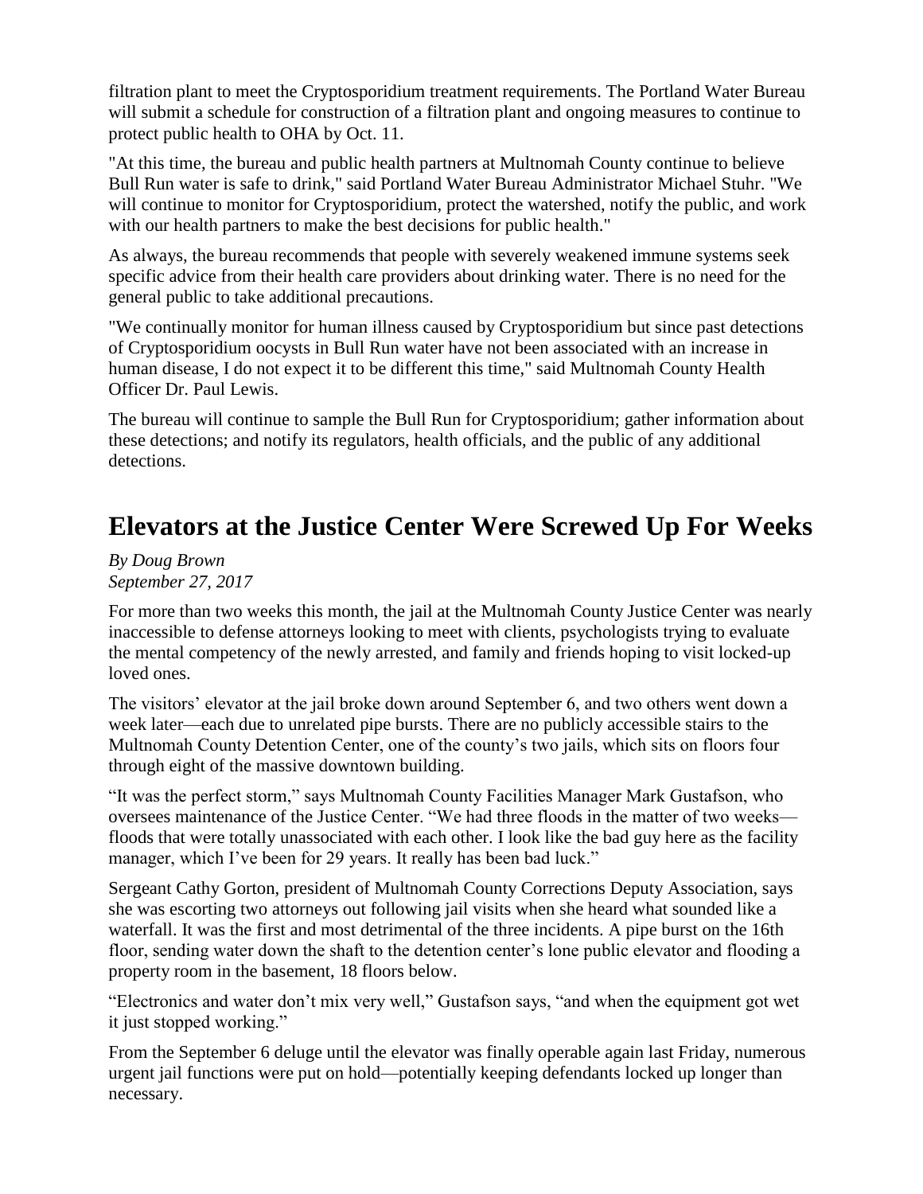filtration plant to meet the Cryptosporidium treatment requirements. The Portland Water Bureau will submit a schedule for construction of a filtration plant and ongoing measures to continue to protect public health to OHA by Oct. 11.

"At this time, the bureau and public health partners at Multnomah County continue to believe Bull Run water is safe to drink," said Portland Water Bureau Administrator Michael Stuhr. "We will continue to monitor for Cryptosporidium, protect the watershed, notify the public, and work with our health partners to make the best decisions for public health."

As always, the bureau recommends that people with severely weakened immune systems seek specific advice from their health care providers about drinking water. There is no need for the general public to take additional precautions.

"We continually monitor for human illness caused by Cryptosporidium but since past detections of Cryptosporidium oocysts in Bull Run water have not been associated with an increase in human disease, I do not expect it to be different this time," said Multnomah County Health Officer Dr. Paul Lewis.

The bureau will continue to sample the Bull Run for Cryptosporidium; gather information about these detections; and notify its regulators, health officials, and the public of any additional detections.

# Elevators at the Justice Center Were Screwed Up For Weeks

*By Doug Brown*
*September 27, 2017*

For more than two weeks this month, the jail at the Multnomah County Justice Center was nearly inaccessible to defense attorneys looking to meet with clients, psychologists trying to evaluate the mental competency of the newly arrested, and family and friends hoping to visit locked-up loved ones.

The visitors' elevator at the jail broke down around September 6, and two others went down a week later—each due to unrelated pipe bursts. There are no publicly accessible stairs to the Multnomah County Detention Center, one of the county's two jails, which sits on floors four through eight of the massive downtown building.

"It was the perfect storm," says Multnomah County Facilities Manager Mark Gustafson, who oversees maintenance of the Justice Center. "We had three floods in the matter of two weeks—floods that were totally unassociated with each other. I look like the bad guy here as the facility manager, which I've been for 29 years. It really has been bad luck."

Sergeant Cathy Gorton, president of Multnomah County Corrections Deputy Association, says she was escorting two attorneys out following jail visits when she heard what sounded like a waterfall. It was the first and most detrimental of the three incidents. A pipe burst on the 16th floor, sending water down the shaft to the detention center's lone public elevator and flooding a property room in the basement, 18 floors below.

"Electronics and water don't mix very well," Gustafson says, "and when the equipment got wet it just stopped working."

From the September 6 deluge until the elevator was finally operable again last Friday, numerous urgent jail functions were put on hold—potentially keeping defendants locked up longer than necessary.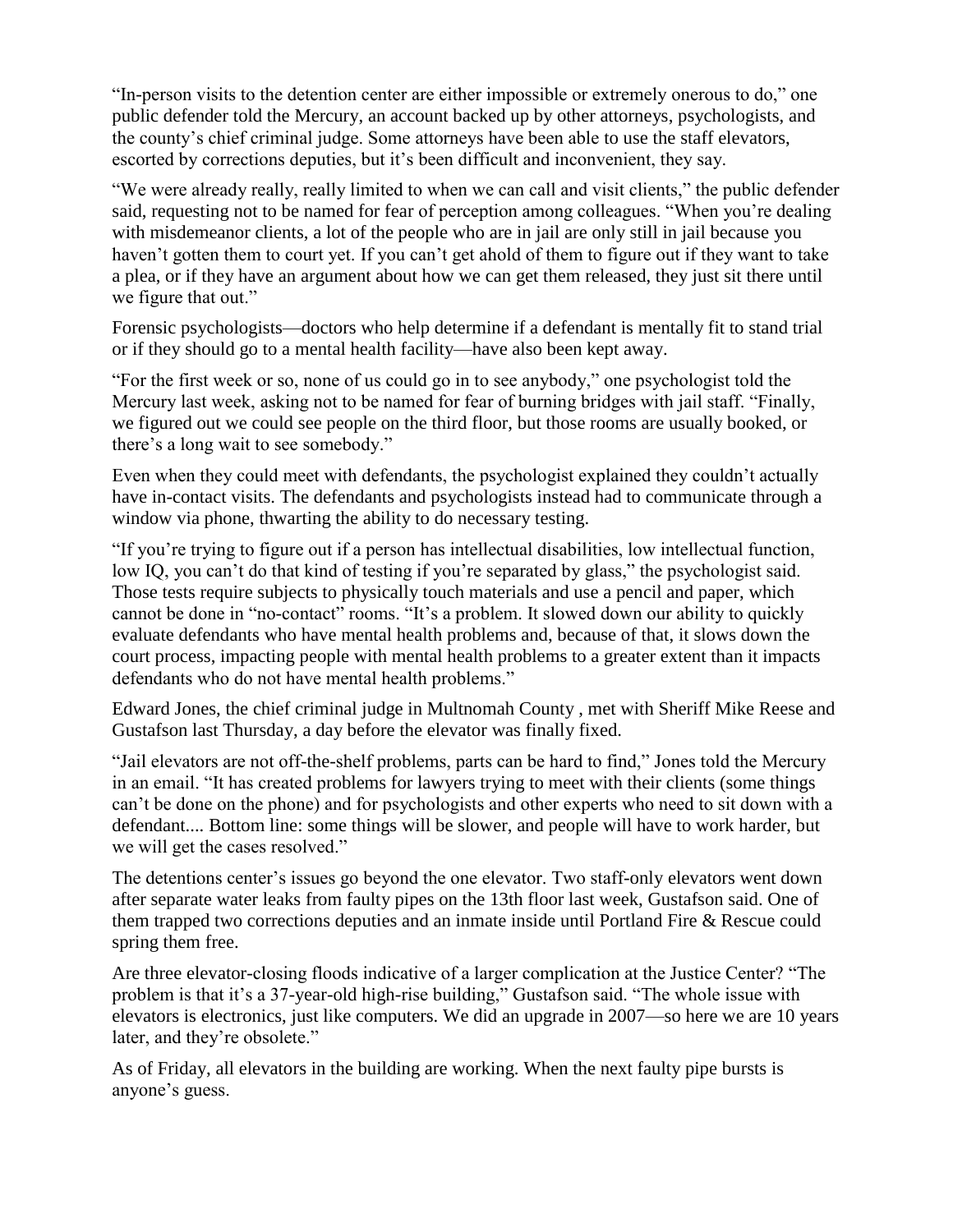"In-person visits to the detention center are either impossible or extremely onerous to do," one public defender told the Mercury, an account backed up by other attorneys, psychologists, and the county's chief criminal judge. Some attorneys have been able to use the staff elevators, escorted by corrections deputies, but it's been difficult and inconvenient, they say.

"We were already really, really limited to when we can call and visit clients," the public defender said, requesting not to be named for fear of perception among colleagues. "When you're dealing with misdemeanor clients, a lot of the people who are in jail are only still in jail because you haven't gotten them to court yet. If you can't get ahold of them to figure out if they want to take a plea, or if they have an argument about how we can get them released, they just sit there until we figure that out."

Forensic psychologists—doctors who help determine if a defendant is mentally fit to stand trial or if they should go to a mental health facility—have also been kept away.

"For the first week or so, none of us could go in to see anybody," one psychologist told the Mercury last week, asking not to be named for fear of burning bridges with jail staff. "Finally, we figured out we could see people on the third floor, but those rooms are usually booked, or there's a long wait to see somebody."

Even when they could meet with defendants, the psychologist explained they couldn't actually have in-contact visits. The defendants and psychologists instead had to communicate through a window via phone, thwarting the ability to do necessary testing.

"If you're trying to figure out if a person has intellectual disabilities, low intellectual function, low IQ, you can't do that kind of testing if you're separated by glass," the psychologist said. Those tests require subjects to physically touch materials and use a pencil and paper, which cannot be done in "no-contact" rooms. "It's a problem. It slowed down our ability to quickly evaluate defendants who have mental health problems and, because of that, it slows down the court process, impacting people with mental health problems to a greater extent than it impacts defendants who do not have mental health problems."

Edward Jones, the chief criminal judge in Multnomah County , met with Sheriff Mike Reese and Gustafson last Thursday, a day before the elevator was finally fixed.

"Jail elevators are not off-the-shelf problems, parts can be hard to find," Jones told the Mercury in an email. "It has created problems for lawyers trying to meet with their clients (some things can't be done on the phone) and for psychologists and other experts who need to sit down with a defendant.... Bottom line: some things will be slower, and people will have to work harder, but we will get the cases resolved."

The detentions center's issues go beyond the one elevator. Two staff-only elevators went down after separate water leaks from faulty pipes on the 13th floor last week, Gustafson said. One of them trapped two corrections deputies and an inmate inside until Portland Fire & Rescue could spring them free.

Are three elevator-closing floods indicative of a larger complication at the Justice Center? "The problem is that it's a 37-year-old high-rise building," Gustafson said. "The whole issue with elevators is electronics, just like computers. We did an upgrade in 2007—so here we are 10 years later, and they're obsolete."

As of Friday, all elevators in the building are working. When the next faulty pipe bursts is anyone's guess.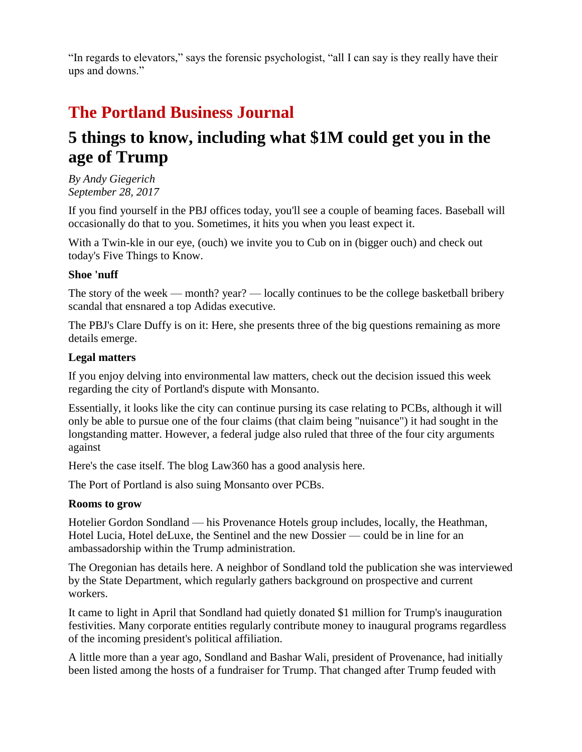"In regards to elevators," says the forensic psychologist, "all I can say is they really have their ups and downs."

# The Portland Business Journal

## 5 things to know, including what $1M could get you in the age of Trump

*By Andy Giegerich*
*September 28, 2017*

If you find yourself in the PBJ offices today, you'll see a couple of beaming faces. Baseball will occasionally do that to you. Sometimes, it hits you when you least expect it.

With a Twin-kle in our eye, (ouch) we invite you to Cub on in (bigger ouch) and check out today's Five Things to Know.

**Shoe 'nuff**

The story of the week — month? year? — locally continues to be the college basketball bribery scandal that ensnared a top Adidas executive.

The PBJ's Clare Duffy is on it: Here, she presents three of the big questions remaining as more details emerge.

**Legal matters**

If you enjoy delving into environmental law matters, check out the decision issued this week regarding the city of Portland's dispute with Monsanto.

Essentially, it looks like the city can continue pursing its case relating to PCBs, although it will only be able to pursue one of the four claims (that claim being "nuisance") it had sought in the longstanding matter. However, a federal judge also ruled that three of the four city arguments against

Here's the case itself. The blog Law360 has a good analysis here.

The Port of Portland is also suing Monsanto over PCBs.

**Rooms to grow**

Hotelier Gordon Sondland — his Provenance Hotels group includes, locally, the Heathman, Hotel Lucia, Hotel deLuxe, the Sentinel and the new Dossier — could be in line for an ambassadorship within the Trump administration.

The Oregonian has details here. A neighbor of Sondland told the publication she was interviewed by the State Department, which regularly gathers background on prospective and current workers.

It came to light in April that Sondland had quietly donated $1 million for Trump's inauguration festivities. Many corporate entities regularly contribute money to inaugural programs regardless of the incoming president's political affiliation.

A little more than a year ago, Sondland and Bashar Wali, president of Provenance, had initially been listed among the hosts of a fundraiser for Trump. That changed after Trump feuded with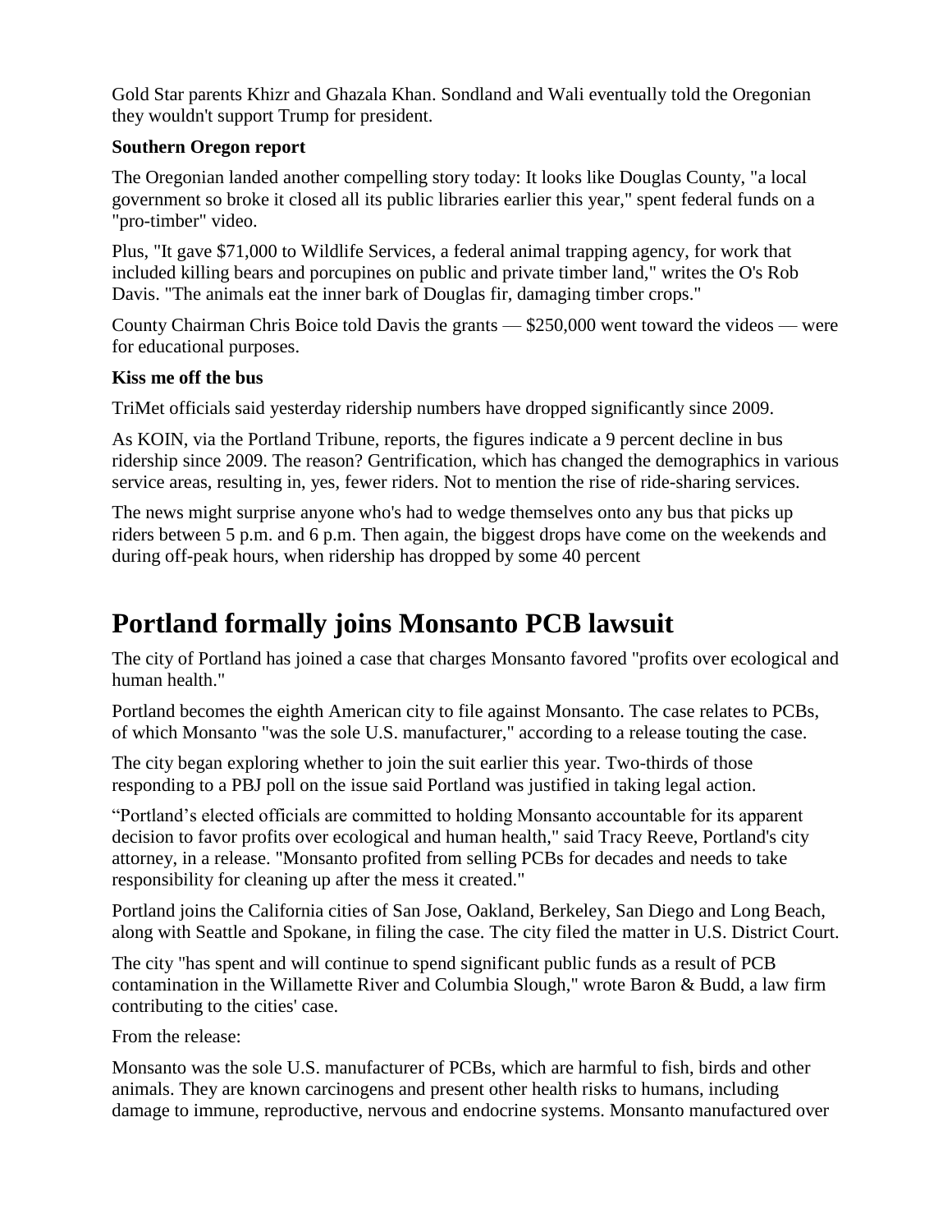Gold Star parents Khizr and Ghazala Khan. Sondland and Wali eventually told the Oregonian they wouldn't support Trump for president.

**Southern Oregon report**

The Oregonian landed another compelling story today: It looks like Douglas County, "a local government so broke it closed all its public libraries earlier this year," spent federal funds on a "pro-timber" video.

Plus, "It gave $71,000 to Wildlife Services, a federal animal trapping agency, for work that included killing bears and porcupines on public and private timber land," writes the O's Rob Davis. "The animals eat the inner bark of Douglas fir, damaging timber crops."

County Chairman Chris Boice told Davis the grants — $250,000 went toward the videos — were for educational purposes.

**Kiss me off the bus**

TriMet officials said yesterday ridership numbers have dropped significantly since 2009.

As KOIN, via the Portland Tribune, reports, the figures indicate a 9 percent decline in bus ridership since 2009. The reason? Gentrification, which has changed the demographics in various service areas, resulting in, yes, fewer riders. Not to mention the rise of ride-sharing services.

The news might surprise anyone who's had to wedge themselves onto any bus that picks up riders between 5 p.m. and 6 p.m. Then again, the biggest drops have come on the weekends and during off-peak hours, when ridership has dropped by some 40 percent

# Portland formally joins Monsanto PCB lawsuit

The city of Portland has joined a case that charges Monsanto favored "profits over ecological and human health."

Portland becomes the eighth American city to file against Monsanto. The case relates to PCBs, of which Monsanto "was the sole U.S. manufacturer," according to a release touting the case.

The city began exploring whether to join the suit earlier this year. Two-thirds of those responding to a PBJ poll on the issue said Portland was justified in taking legal action.

"Portland's elected officials are committed to holding Monsanto accountable for its apparent decision to favor profits over ecological and human health," said Tracy Reeve, Portland's city attorney, in a release. "Monsanto profited from selling PCBs for decades and needs to take responsibility for cleaning up after the mess it created."

Portland joins the California cities of San Jose, Oakland, Berkeley, San Diego and Long Beach, along with Seattle and Spokane, in filing the case. The city filed the matter in U.S. District Court.

The city "has spent and will continue to spend significant public funds as a result of PCB contamination in the Willamette River and Columbia Slough," wrote Baron & Budd, a law firm contributing to the cities' case.

From the release:

Monsanto was the sole U.S. manufacturer of PCBs, which are harmful to fish, birds and other animals. They are known carcinogens and present other health risks to humans, including damage to immune, reproductive, nervous and endocrine systems. Monsanto manufactured over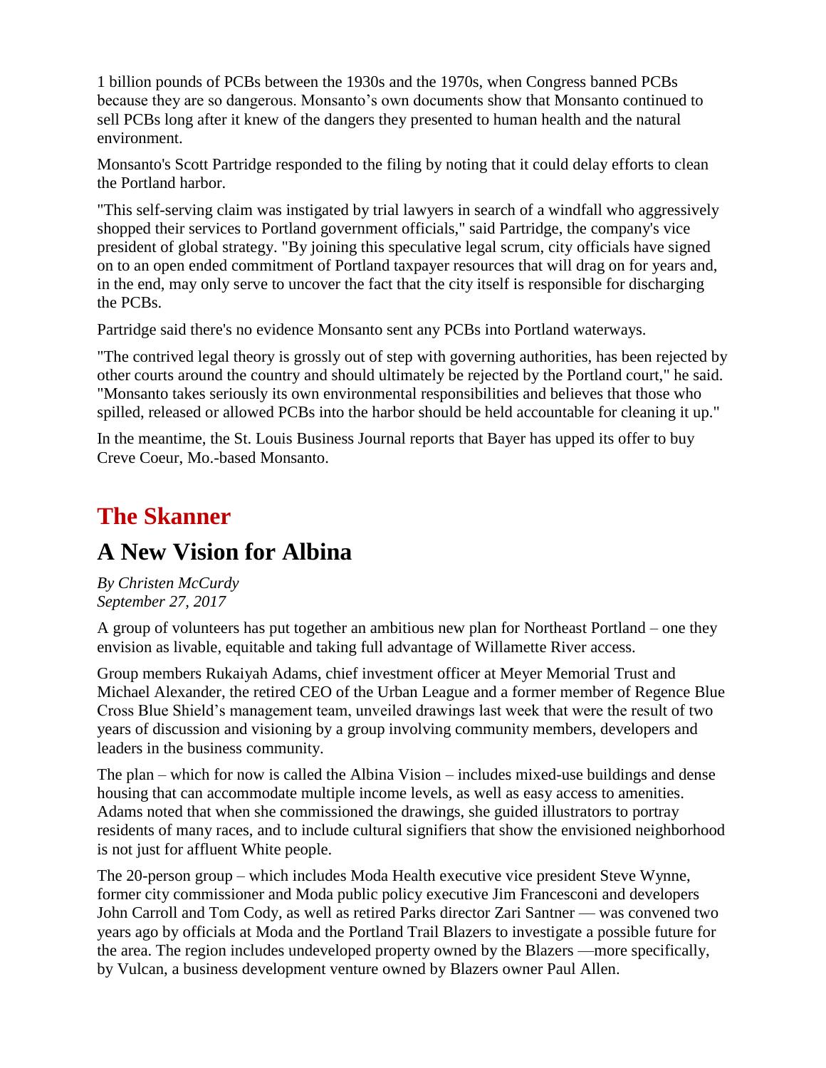1 billion pounds of PCBs between the 1930s and the 1970s, when Congress banned PCBs because they are so dangerous. Monsanto's own documents show that Monsanto continued to sell PCBs long after it knew of the dangers they presented to human health and the natural environment.

Monsanto's Scott Partridge responded to the filing by noting that it could delay efforts to clean the Portland harbor.

"This self-serving claim was instigated by trial lawyers in search of a windfall who aggressively shopped their services to Portland government officials," said Partridge, the company's vice president of global strategy. "By joining this speculative legal scrum, city officials have signed on to an open ended commitment of Portland taxpayer resources that will drag on for years and, in the end, may only serve to uncover the fact that the city itself is responsible for discharging the PCBs.

Partridge said there's no evidence Monsanto sent any PCBs into Portland waterways.

"The contrived legal theory is grossly out of step with governing authorities, has been rejected by other courts around the country and should ultimately be rejected by the Portland court," he said. "Monsanto takes seriously its own environmental responsibilities and believes that those who spilled, released or allowed PCBs into the harbor should be held accountable for cleaning it up."

In the meantime, the St. Louis Business Journal reports that Bayer has upped its offer to buy Creve Coeur, Mo.-based Monsanto.

## The Skanner

# A New Vision for Albina

*By Christen McCurdy*
*September 27, 2017*

A group of volunteers has put together an ambitious new plan for Northeast Portland – one they envision as livable, equitable and taking full advantage of Willamette River access.

Group members Rukaiyah Adams, chief investment officer at Meyer Memorial Trust and Michael Alexander, the retired CEO of the Urban League and a former member of Regence Blue Cross Blue Shield's management team, unveiled drawings last week that were the result of two years of discussion and visioning by a group involving community members, developers and leaders in the business community.

The plan – which for now is called the Albina Vision – includes mixed-use buildings and dense housing that can accommodate multiple income levels, as well as easy access to amenities. Adams noted that when she commissioned the drawings, she guided illustrators to portray residents of many races, and to include cultural signifiers that show the envisioned neighborhood is not just for affluent White people.

The 20-person group – which includes Moda Health executive vice president Steve Wynne, former city commissioner and Moda public policy executive Jim Francesconi and developers John Carroll and Tom Cody, as well as retired Parks director Zari Santner — was convened two years ago by officials at Moda and the Portland Trail Blazers to investigate a possible future for the area. The region includes undeveloped property owned by the Blazers —more specifically, by Vulcan, a business development venture owned by Blazers owner Paul Allen.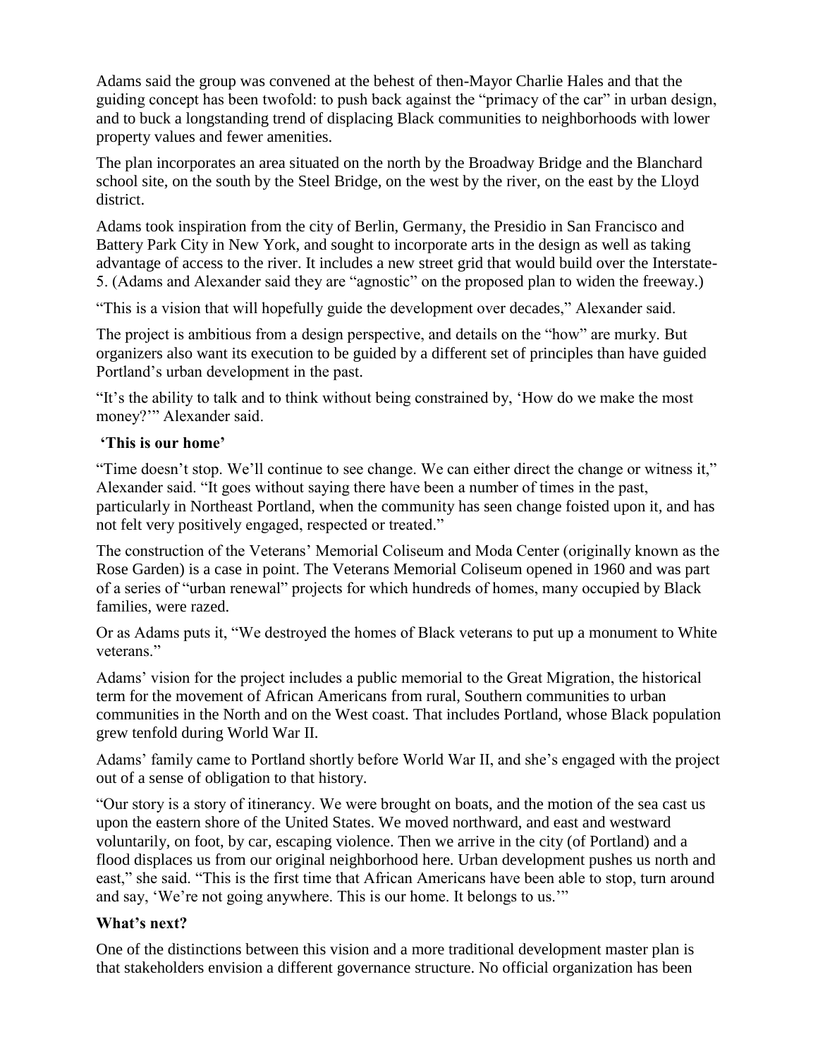Adams said the group was convened at the behest of then-Mayor Charlie Hales and that the guiding concept has been twofold: to push back against the "primacy of the car" in urban design, and to buck a longstanding trend of displacing Black communities to neighborhoods with lower property values and fewer amenities.

The plan incorporates an area situated on the north by the Broadway Bridge and the Blanchard school site, on the south by the Steel Bridge, on the west by the river, on the east by the Lloyd district.

Adams took inspiration from the city of Berlin, Germany, the Presidio in San Francisco and Battery Park City in New York, and sought to incorporate arts in the design as well as taking advantage of access to the river. It includes a new street grid that would build over the Interstate-5. (Adams and Alexander said they are "agnostic" on the proposed plan to widen the freeway.)

"This is a vision that will hopefully guide the development over decades," Alexander said.

The project is ambitious from a design perspective, and details on the "how" are murky. But organizers also want its execution to be guided by a different set of principles than have guided Portland's urban development in the past.

"It's the ability to talk and to think without being constrained by, 'How do we make the most money?'" Alexander said.

### 'This is our home'

"Time doesn't stop. We'll continue to see change. We can either direct the change or witness it," Alexander said. "It goes without saying there have been a number of times in the past, particularly in Northeast Portland, when the community has seen change foisted upon it, and has not felt very positively engaged, respected or treated."

The construction of the Veterans' Memorial Coliseum and Moda Center (originally known as the Rose Garden) is a case in point. The Veterans Memorial Coliseum opened in 1960 and was part of a series of "urban renewal" projects for which hundreds of homes, many occupied by Black families, were razed.

Or as Adams puts it, "We destroyed the homes of Black veterans to put up a monument to White veterans."

Adams' vision for the project includes a public memorial to the Great Migration, the historical term for the movement of African Americans from rural, Southern communities to urban communities in the North and on the West coast. That includes Portland, whose Black population grew tenfold during World War II.

Adams' family came to Portland shortly before World War II, and she's engaged with the project out of a sense of obligation to that history.

"Our story is a story of itinerancy. We were brought on boats, and the motion of the sea cast us upon the eastern shore of the United States. We moved northward, and east and westward voluntarily, on foot, by car, escaping violence. Then we arrive in the city (of Portland) and a flood displaces us from our original neighborhood here. Urban development pushes us north and east," she said. "This is the first time that African Americans have been able to stop, turn around and say, 'We're not going anywhere. This is our home. It belongs to us.'"

### What's next?

One of the distinctions between this vision and a more traditional development master plan is that stakeholders envision a different governance structure. No official organization has been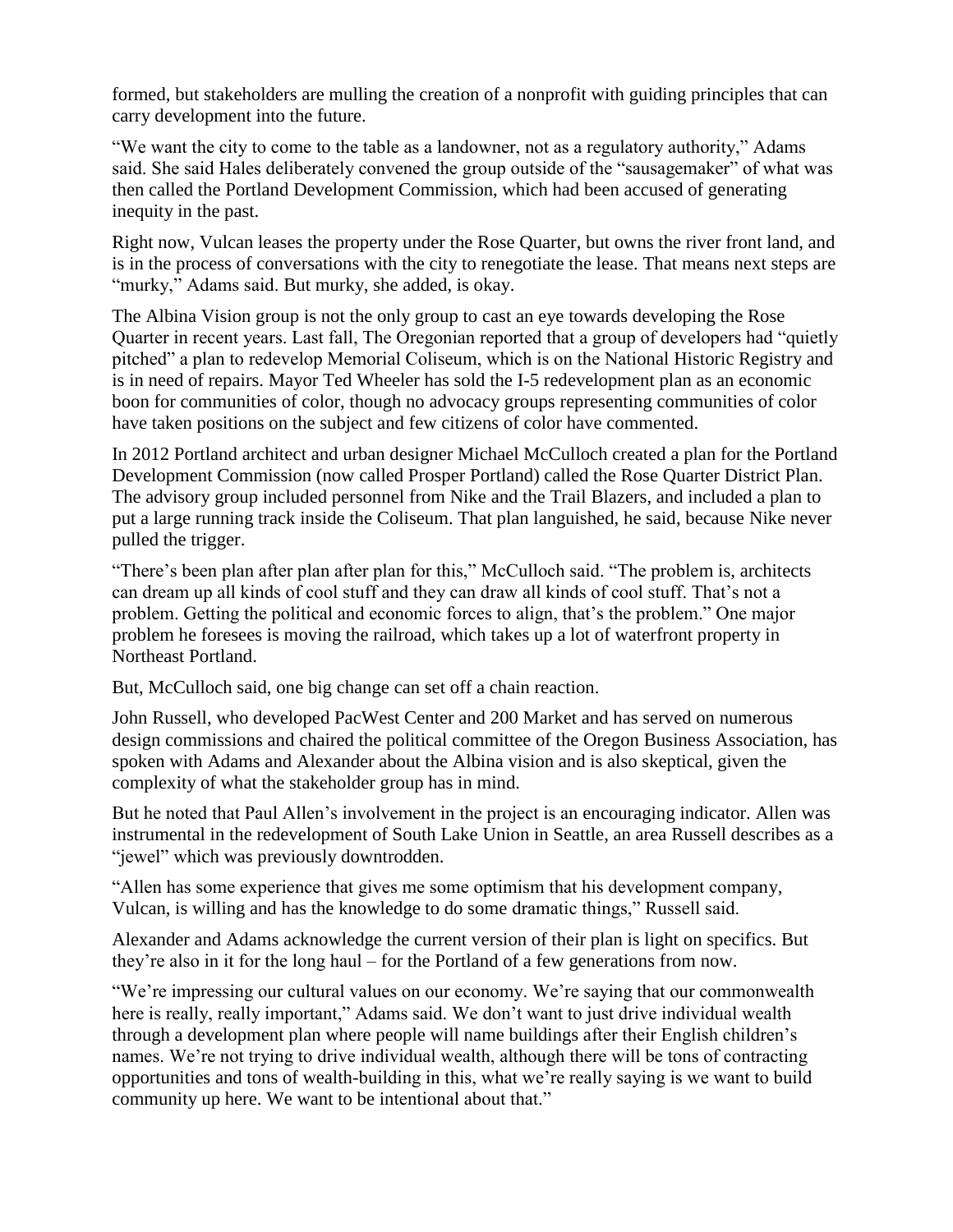formed, but stakeholders are mulling the creation of a nonprofit with guiding principles that can carry development into the future.

"We want the city to come to the table as a landowner, not as a regulatory authority," Adams said. She said Hales deliberately convened the group outside of the "sausagemaker" of what was then called the Portland Development Commission, which had been accused of generating inequity in the past.

Right now, Vulcan leases the property under the Rose Quarter, but owns the river front land, and is in the process of conversations with the city to renegotiate the lease. That means next steps are "murky," Adams said. But murky, she added, is okay.

The Albina Vision group is not the only group to cast an eye towards developing the Rose Quarter in recent years. Last fall, The Oregonian reported that a group of developers had "quietly pitched" a plan to redevelop Memorial Coliseum, which is on the National Historic Registry and is in need of repairs. Mayor Ted Wheeler has sold the I-5 redevelopment plan as an economic boon for communities of color, though no advocacy groups representing communities of color have taken positions on the subject and few citizens of color have commented.

In 2012 Portland architect and urban designer Michael McCulloch created a plan for the Portland Development Commission (now called Prosper Portland) called the Rose Quarter District Plan. The advisory group included personnel from Nike and the Trail Blazers, and included a plan to put a large running track inside the Coliseum. That plan languished, he said, because Nike never pulled the trigger.

"There's been plan after plan after plan for this," McCulloch said. "The problem is, architects can dream up all kinds of cool stuff and they can draw all kinds of cool stuff. That's not a problem. Getting the political and economic forces to align, that's the problem." One major problem he foresees is moving the railroad, which takes up a lot of waterfront property in Northeast Portland.

But, McCulloch said, one big change can set off a chain reaction.

John Russell, who developed PacWest Center and 200 Market and has served on numerous design commissions and chaired the political committee of the Oregon Business Association, has spoken with Adams and Alexander about the Albina vision and is also skeptical, given the complexity of what the stakeholder group has in mind.

But he noted that Paul Allen's involvement in the project is an encouraging indicator. Allen was instrumental in the redevelopment of South Lake Union in Seattle, an area Russell describes as a "jewel" which was previously downtrodden.

"Allen has some experience that gives me some optimism that his development company, Vulcan, is willing and has the knowledge to do some dramatic things," Russell said.

Alexander and Adams acknowledge the current version of their plan is light on specifics. But they're also in it for the long haul – for the Portland of a few generations from now.

"We're impressing our cultural values on our economy. We're saying that our commonwealth here is really, really important," Adams said. We don't want to just drive individual wealth through a development plan where people will name buildings after their English children's names. We're not trying to drive individual wealth, although there will be tons of contracting opportunities and tons of wealth-building in this, what we're really saying is we want to build community up here. We want to be intentional about that."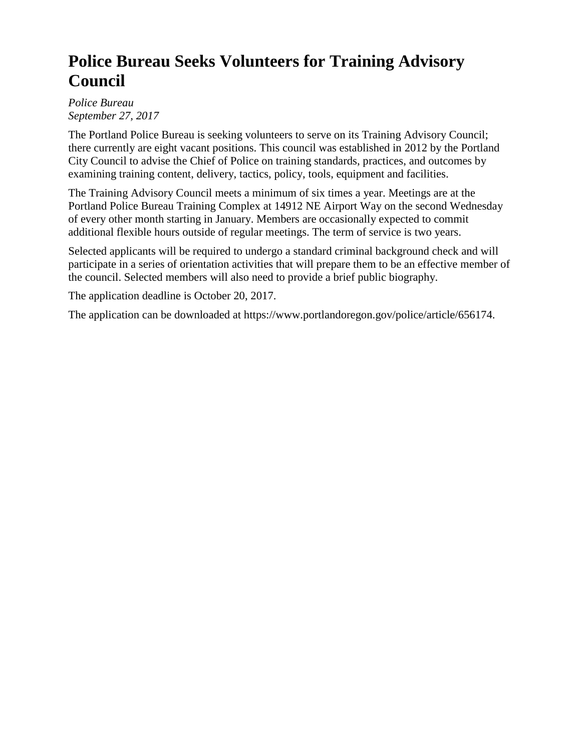# Police Bureau Seeks Volunteers for Training Advisory Council

*Police Bureau*
*September 27, 2017*

The Portland Police Bureau is seeking volunteers to serve on its Training Advisory Council; there currently are eight vacant positions. This council was established in 2012 by the Portland City Council to advise the Chief of Police on training standards, practices, and outcomes by examining training content, delivery, tactics, policy, tools, equipment and facilities.

The Training Advisory Council meets a minimum of six times a year. Meetings are at the Portland Police Bureau Training Complex at 14912 NE Airport Way on the second Wednesday of every other month starting in January. Members are occasionally expected to commit additional flexible hours outside of regular meetings. The term of service is two years.

Selected applicants will be required to undergo a standard criminal background check and will participate in a series of orientation activities that will prepare them to be an effective member of the council. Selected members will also need to provide a brief public biography.

The application deadline is October 20, 2017.

The application can be downloaded at https://www.portlandoregon.gov/police/article/656174.